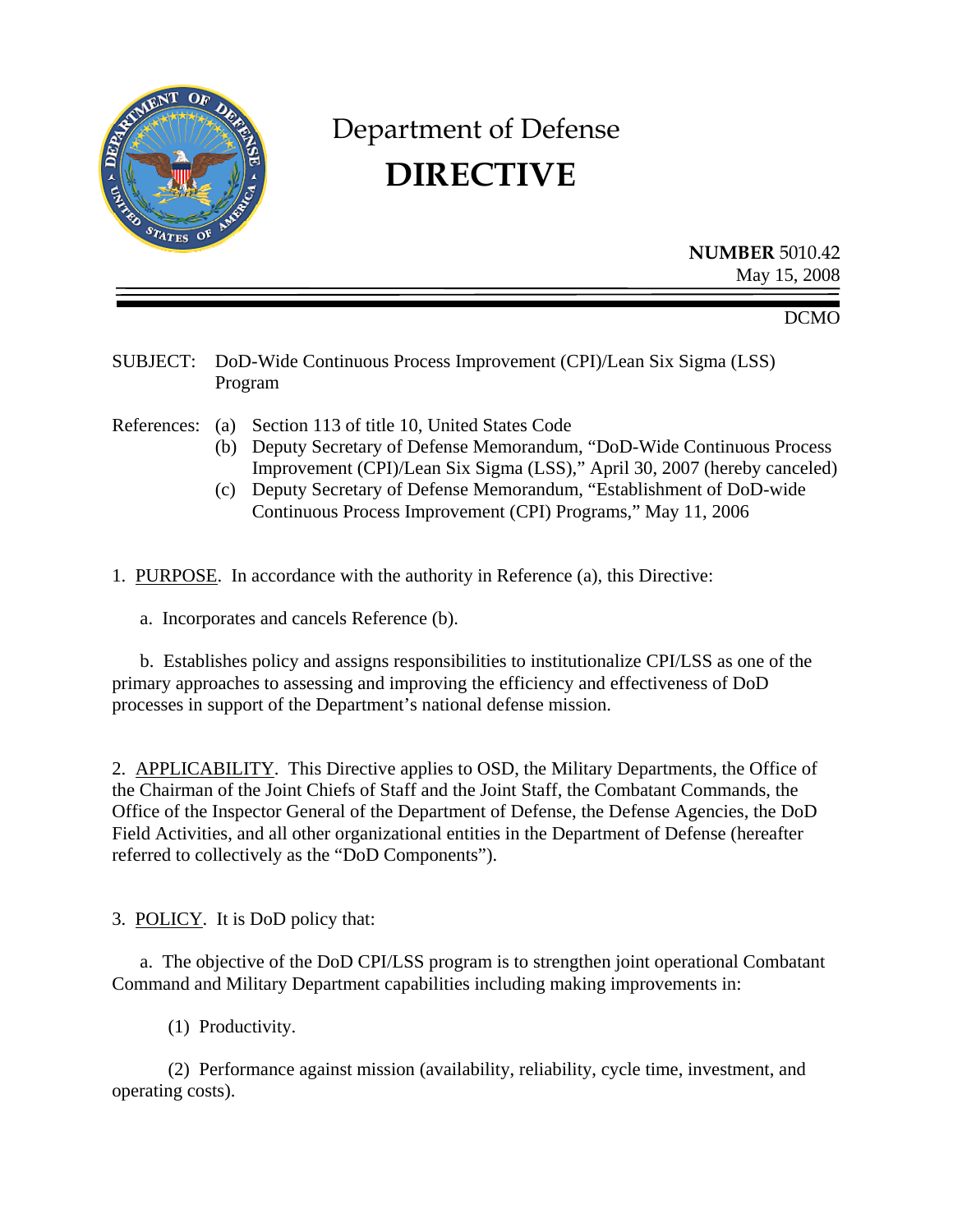# Department of Defense
# DIRECTIVE

**NUMBER** 5010.42
May 15, 2008

DCMO

SUBJECT: DoD-Wide Continuous Process Improvement (CPI)/Lean Six Sigma (LSS) Program

References: (a) Section 113 of title 10, United States Code
(b) Deputy Secretary of Defense Memorandum, "DoD-Wide Continuous Process Improvement (CPI)/Lean Six Sigma (LSS)," April 30, 2007 (hereby canceled)
(c) Deputy Secretary of Defense Memorandum, "Establishment of DoD-wide Continuous Process Improvement (CPI) Programs," May 11, 2006

1. PURPOSE. In accordance with the authority in Reference (a), this Directive:

a. Incorporates and cancels Reference (b).

b. Establishes policy and assigns responsibilities to institutionalize CPI/LSS as one of the primary approaches to assessing and improving the efficiency and effectiveness of DoD processes in support of the Department's national defense mission.

2. APPLICABILITY. This Directive applies to OSD, the Military Departments, the Office of the Chairman of the Joint Chiefs of Staff and the Joint Staff, the Combatant Commands, the Office of the Inspector General of the Department of Defense, the Defense Agencies, the DoD Field Activities, and all other organizational entities in the Department of Defense (hereafter referred to collectively as the "DoD Components").

3. POLICY. It is DoD policy that:

a. The objective of the DoD CPI/LSS program is to strengthen joint operational Combatant Command and Military Department capabilities including making improvements in:

(1) Productivity.

(2) Performance against mission (availability, reliability, cycle time, investment, and operating costs).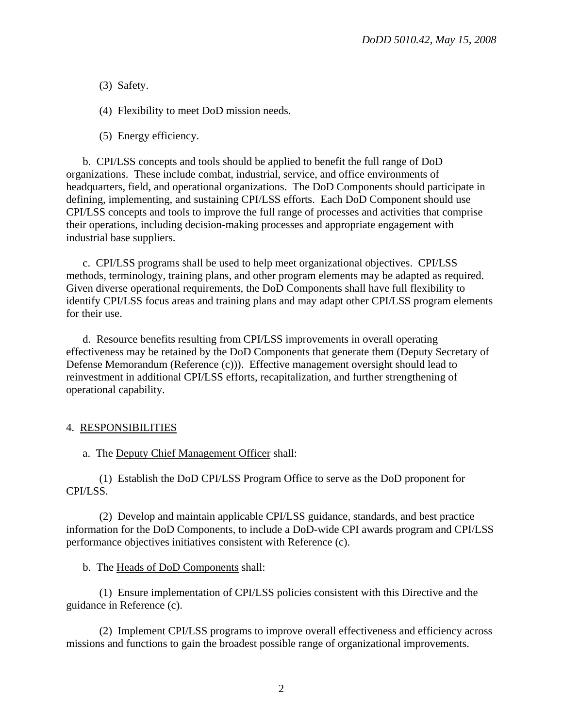(3) Safety.

(4) Flexibility to meet DoD mission needs.

(5) Energy efficiency.

b. CPI/LSS concepts and tools should be applied to benefit the full range of DoD organizations. These include combat, industrial, service, and office environments of headquarters, field, and operational organizations. The DoD Components should participate in defining, implementing, and sustaining CPI/LSS efforts. Each DoD Component should use CPI/LSS concepts and tools to improve the full range of processes and activities that comprise their operations, including decision-making processes and appropriate engagement with industrial base suppliers.

c. CPI/LSS programs shall be used to help meet organizational objectives. CPI/LSS methods, terminology, training plans, and other program elements may be adapted as required. Given diverse operational requirements, the DoD Components shall have full flexibility to identify CPI/LSS focus areas and training plans and may adapt other CPI/LSS program elements for their use.

d. Resource benefits resulting from CPI/LSS improvements in overall operating effectiveness may be retained by the DoD Components that generate them (Deputy Secretary of Defense Memorandum (Reference (c))). Effective management oversight should lead to reinvestment in additional CPI/LSS efforts, recapitalization, and further strengthening of operational capability.

4. RESPONSIBILITIES

a. The Deputy Chief Management Officer shall:

(1) Establish the DoD CPI/LSS Program Office to serve as the DoD proponent for CPI/LSS.

(2) Develop and maintain applicable CPI/LSS guidance, standards, and best practice information for the DoD Components, to include a DoD-wide CPI awards program and CPI/LSS performance objectives initiatives consistent with Reference (c).

b. The Heads of DoD Components shall:

(1) Ensure implementation of CPI/LSS policies consistent with this Directive and the guidance in Reference (c).

(2) Implement CPI/LSS programs to improve overall effectiveness and efficiency across missions and functions to gain the broadest possible range of organizational improvements.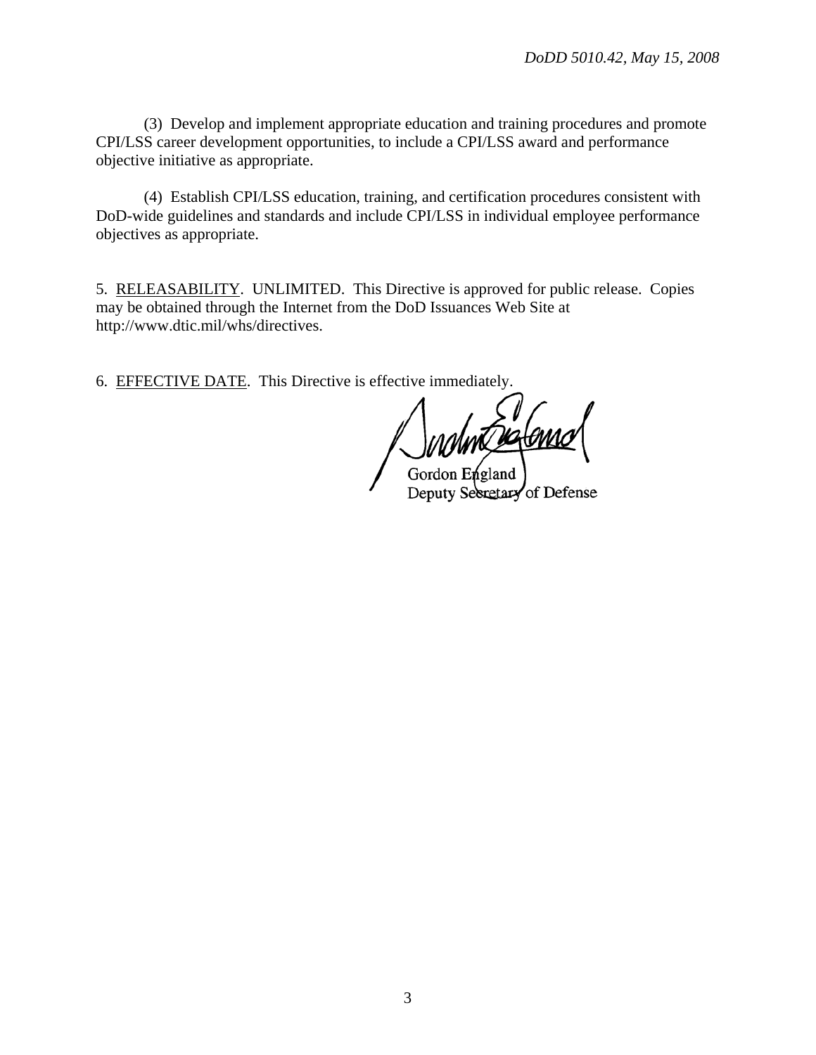(3) Develop and implement appropriate education and training procedures and promote CPI/LSS career development opportunities, to include a CPI/LSS award and performance objective initiative as appropriate.

(4) Establish CPI/LSS education, training, and certification procedures consistent with DoD-wide guidelines and standards and include CPI/LSS in individual employee performance objectives as appropriate.

5. RELEASABILITY. UNLIMITED. This Directive is approved for public release. Copies may be obtained through the Internet from the DoD Issuances Web Site at http://www.dtic.mil/whs/directives.

6. EFFECTIVE DATE. This Directive is effective immediately.

Gordon England
Deputy Secretary of Defense